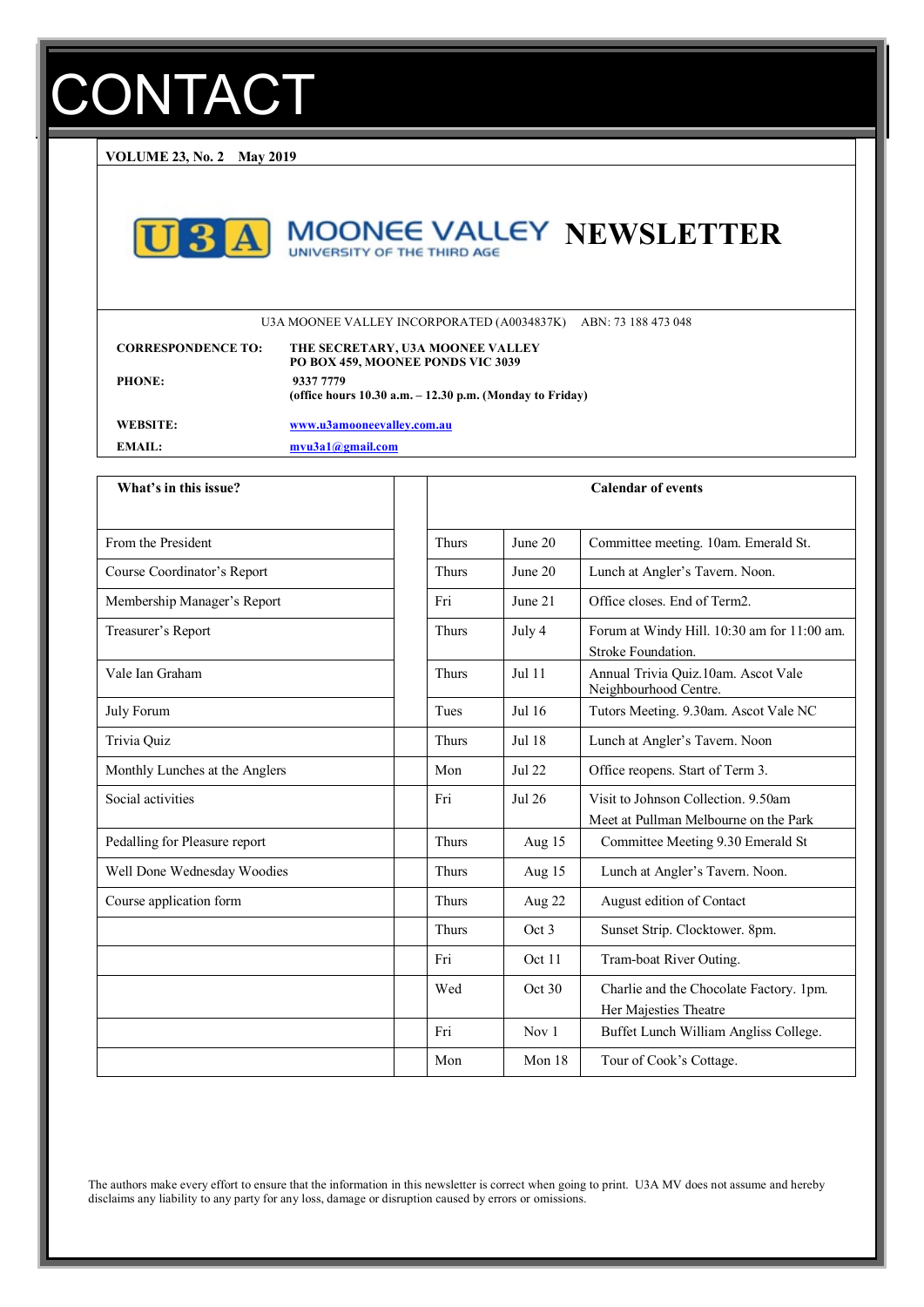# CONTACT

**VOLUME 23, No. 2 May 2019**

## U3A MOONEE VALLEY UNIVERSITY OF THE THIRD AGE NEWSLETTER

U3A MOONEE VALLEY INCORPORATED (A0034837K) ABN: 73 188 473 048

| | |
|---|---|
| **CORRESPONDENCE TO:** | **THE SECRETARY, U3A MOONEE VALLEY PO BOX 459, MOONEE PONDS VIC 3039** |
| **PHONE:** | **9337 7779 (office hours 10.30 a.m. – 12.30 p.m. (Monday to Friday)** |
| **WEBSITE:** | **www.u3amooneevalley.com.au** |
| **EMAIL:** | **mvu3a1@gmail.com** |

| What's in this issue? |
|---|
| From the President |
| Course Coordinator's Report |
| Membership Manager's Report |
| Treasurer's Report |
| Vale Ian Graham |
| July Forum |
| Trivia Quiz |
| Monthly Lunches at the Anglers |
| Social activities |
| Pedalling for Pleasure report |
| Well Done Wednesday Woodies |
| Course application form |

| Calendar of events | | |
|---|---|---|
| Thurs | June 20 | Committee meeting. 10am. Emerald St. |
| Thurs | June 20 | Lunch at Angler's Tavern. Noon. |
| Fri | June 21 | Office closes. End of Term2. |
| Thurs | July 4 | Forum at Windy Hill. 10:30 am for 11:00 am. Stroke Foundation. |
| Thurs | Jul 11 | Annual Trivia Quiz.10am. Ascot Vale Neighbourhood Centre. |
| Tues | Jul 16 | Tutors Meeting. 9.30am. Ascot Vale NC |
| Thurs | Jul 18 | Lunch at Angler's Tavern. Noon |
| Mon | Jul 22 | Office reopens. Start of Term 3. |
| Fri | Jul 26 | Visit to Johnson Collection. 9.50am Meet at Pullman Melbourne on the Park |
| Thurs | Aug 15 | Committee Meeting 9.30 Emerald St |
| Thurs | Aug 15 | Lunch at Angler's Tavern. Noon. |
| Thurs | Aug 22 | August edition of Contact |
| Thurs | Oct 3 | Sunset Strip. Clocktower. 8pm. |
| Fri | Oct 11 | Tram-boat River Outing. |
| Wed | Oct 30 | Charlie and the Chocolate Factory. 1pm. Her Majesties Theatre |
| Fri | Nov 1 | Buffet Lunch William Angliss College. |
| Mon | Mon 18 | Tour of Cook's Cottage. |

The authors make every effort to ensure that the information in this newsletter is correct when going to print. U3A MV does not assume and hereby disclaims any liability to any party for any loss, damage or disruption caused by errors or omissions.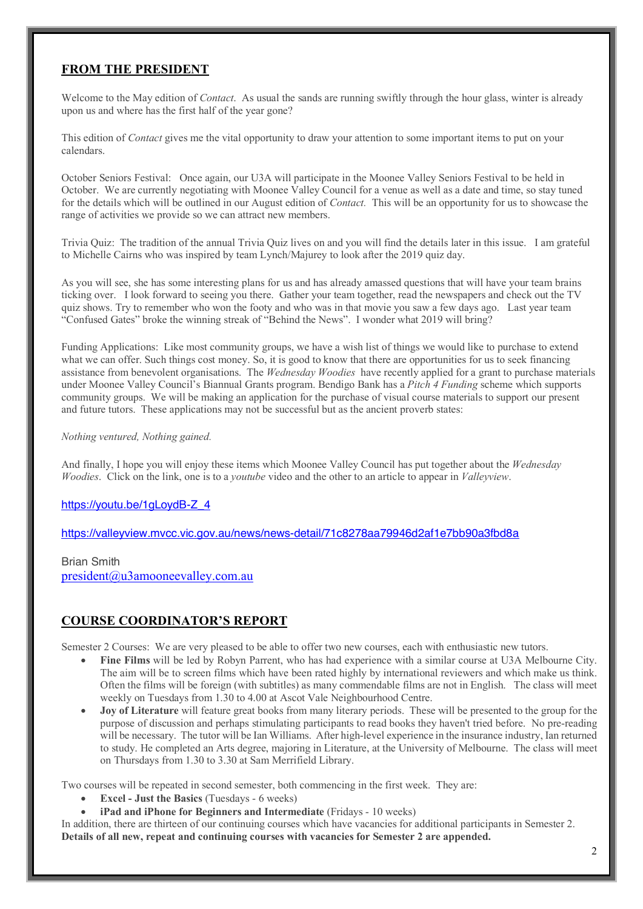## FROM THE PRESIDENT

Welcome to the May edition of *Contact*. As usual the sands are running swiftly through the hour glass, winter is already upon us and where has the first half of the year gone?

This edition of *Contact* gives me the vital opportunity to draw your attention to some important items to put on your calendars.

October Seniors Festival: Once again, our U3A will participate in the Moonee Valley Seniors Festival to be held in October. We are currently negotiating with Moonee Valley Council for a venue as well as a date and time, so stay tuned for the details which will be outlined in our August edition of *Contact.* This will be an opportunity for us to showcase the range of activities we provide so we can attract new members.

Trivia Quiz: The tradition of the annual Trivia Quiz lives on and you will find the details later in this issue. I am grateful to Michelle Cairns who was inspired by team Lynch/Majurey to look after the 2019 quiz day.

As you will see, she has some interesting plans for us and has already amassed questions that will have your team brains ticking over. I look forward to seeing you there. Gather your team together, read the newspapers and check out the TV quiz shows. Try to remember who won the footy and who was in that movie you saw a few days ago. Last year team "Confused Gates" broke the winning streak of "Behind the News". I wonder what 2019 will bring?

Funding Applications: Like most community groups, we have a wish list of things we would like to purchase to extend what we can offer. Such things cost money. So, it is good to know that there are opportunities for us to seek financing assistance from benevolent organisations. The *Wednesday Woodies* have recently applied for a grant to purchase materials under Moonee Valley Council's Biannual Grants program. Bendigo Bank has a *Pitch 4 Funding* scheme which supports community groups. We will be making an application for the purchase of visual course materials to support our present and future tutors. These applications may not be successful but as the ancient proverb states:

*Nothing ventured, Nothing gained.*

And finally, I hope you will enjoy these items which Moonee Valley Council has put together about the *Wednesday Woodies*. Click on the link, one is to a *youtube* video and the other to an article to appear in *Valleyview*.

https://youtu.be/1gLoydB-Z_4

https://valleyview.mvcc.vic.gov.au/news/news-detail/71c8278aa79946d2af1e7bb90a3fbd8a

Brian Smith
president@u3amooneevalley.com.au

## COURSE COORDINATOR'S REPORT

Semester 2 Courses: We are very pleased to be able to offer two new courses, each with enthusiastic new tutors.

- **Fine Films** will be led by Robyn Parrent, who has had experience with a similar course at U3A Melbourne City. The aim will be to screen films which have been rated highly by international reviewers and which make us think. Often the films will be foreign (with subtitles) as many commendable films are not in English. The class will meet weekly on Tuesdays from 1.30 to 4.00 at Ascot Vale Neighbourhood Centre.
- **Joy of Literature** will feature great books from many literary periods. These will be presented to the group for the purpose of discussion and perhaps stimulating participants to read books they haven't tried before. No pre-reading will be necessary. The tutor will be Ian Williams. After high-level experience in the insurance industry, Ian returned to study. He completed an Arts degree, majoring in Literature, at the University of Melbourne. The class will meet on Thursdays from 1.30 to 3.30 at Sam Merrifield Library.

Two courses will be repeated in second semester, both commencing in the first week. They are:

- **Excel - Just the Basics** (Tuesdays - 6 weeks)
- **iPad and iPhone for Beginners and Intermediate** (Fridays - 10 weeks)

In addition, there are thirteen of our continuing courses which have vacancies for additional participants in Semester 2.
**Details of all new, repeat and continuing courses with vacancies for Semester 2 are appended.**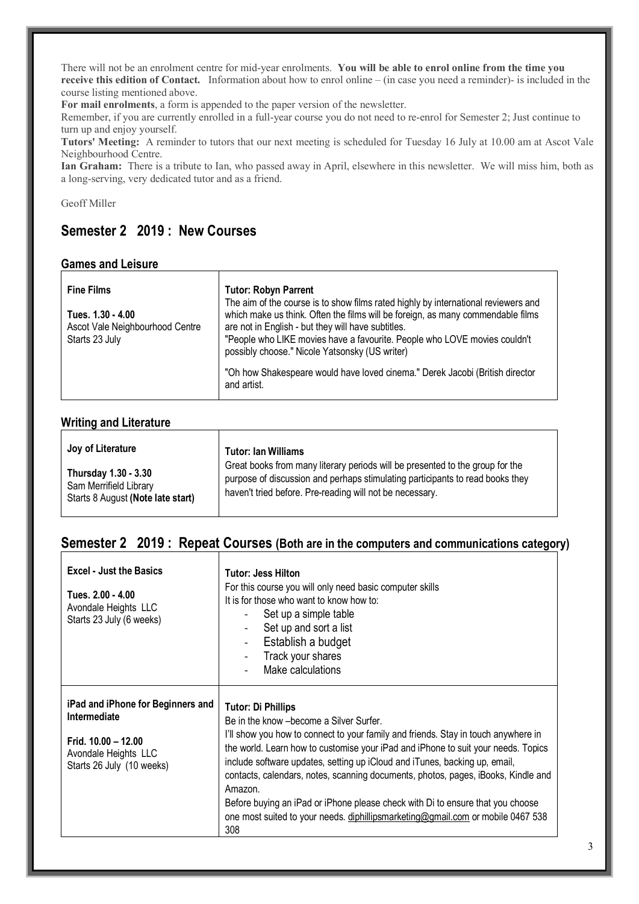There will not be an enrolment centre for mid-year enrolments. **You will be able to enrol online from the time you receive this edition of Contact.** Information about how to enrol online – (in case you need a reminder)- is included in the course listing mentioned above.

**For mail enrolments**, a form is appended to the paper version of the newsletter.

Remember, if you are currently enrolled in a full-year course you do not need to re-enrol for Semester 2; Just continue to turn up and enjoy yourself.

**Tutors' Meeting:** A reminder to tutors that our next meeting is scheduled for Tuesday 16 July at 10.00 am at Ascot Vale Neighbourhood Centre.

**Ian Graham:** There is a tribute to Ian, who passed away in April, elsewhere in this newsletter. We will miss him, both as a long-serving, very dedicated tutor and as a friend.

Geoff Miller

## Semester 2 2019 : New Courses

### Games and Leisure

| | |
|---|---|
| **Fine Films**<br><br>**Tues. 1.30 - 4.00**<br>Ascot Vale Neighbourhood Centre<br>Starts 23 July | **Tutor: Robyn Parrent**<br>The aim of the course is to show films rated highly by international reviewers and which make us think. Often the films will be foreign, as many commendable films are not in English - but they will have subtitles.<br>"People who LIKE movies have a favourite. People who LOVE movies couldn't possibly choose." Nicole Yatsonsky (US writer)<br><br>"Oh how Shakespeare would have loved cinema." Derek Jacobi (British director and artist. |

### Writing and Literature

| | |
|---|---|
| **Joy of Literature**<br><br>**Thursday 1.30 - 3.30**<br>Sam Merrifield Library<br>Starts 8 August **(Note late start)** | **Tutor: Ian Williams**<br>Great books from many literary periods will be presented to the group for the purpose of discussion and perhaps stimulating participants to read books they haven't tried before. Pre-reading will not be necessary. |

## Semester 2 2019 : Repeat Courses (Both are in the computers and communications category)

| | |
|---|---|
| **Excel - Just the Basics**<br><br>**Tues. 2.00 - 4.00**<br>Avondale Heights LLC<br>Starts 23 July (6 weeks) | **Tutor: Jess Hilton**<br>For this course you will only need basic computer skills<br>It is for those who want to know how to:<br>- Set up a simple table<br>- Set up and sort a list<br>- Establish a budget<br>- Track your shares<br>- Make calculations |
| **iPad and iPhone for Beginners and Intermediate**<br><br>**Frid. 10.00 – 12.00**<br>Avondale Heights LLC<br>Starts 26 July (10 weeks) | **Tutor: Di Phillips**<br>Be in the know –become a Silver Surfer.<br>I'll show you how to connect to your family and friends. Stay in touch anywhere in the world. Learn how to customise your iPad and iPhone to suit your needs. Topics include software updates, setting up iCloud and iTunes, backing up, email, contacts, calendars, notes, scanning documents, photos, pages, iBooks, Kindle and Amazon.<br>Before buying an iPad or iPhone please check with Di to ensure that you choose one most suited to your needs. diphillipsmarketing@gmail.com or mobile 0467 538 308 |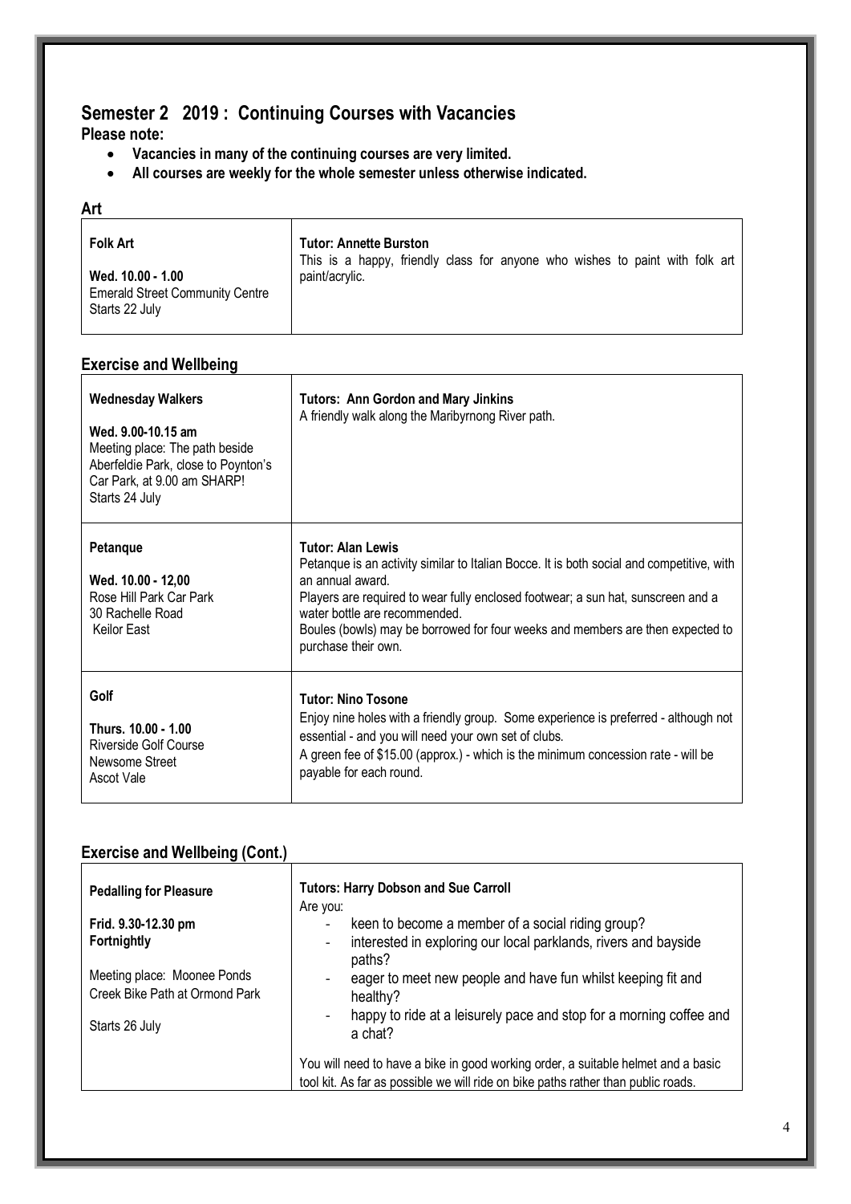# Semester 2 2019 : Continuing Courses with Vacancies

**Please note:**

- **Vacancies in many of the continuing courses are very limited.**
- **All courses are weekly for the whole semester unless otherwise indicated.**

## Art

| Course | Details |
| --- | --- |
| **Folk Art**<br><br>**Wed. 10.00 - 1.00**<br>Emerald Street Community Centre<br>Starts 22 July | **Tutor: Annette Burston**<br>This is a happy, friendly class for anyone who wishes to paint with folk art paint/acrylic. |

## Exercise and Wellbeing

| Course | Details |
| --- | --- |
| **Wednesday Walkers**<br><br>**Wed. 9.00-10.15 am**<br>Meeting place: The path beside Aberfeldie Park, close to Poynton's Car Park, at 9.00 am SHARP!<br>Starts 24 July | **Tutors: Ann Gordon and Mary Jinkins**<br>A friendly walk along the Maribyrnong River path. |
| **Petanque**<br><br>**Wed. 10.00 - 12,00**<br>Rose Hill Park Car Park<br>30 Rachelle Road<br>Keilor East | **Tutor: Alan Lewis**<br>Petanque is an activity similar to Italian Bocce. It is both social and competitive, with an annual award.<br>Players are required to wear fully enclosed footwear; a sun hat, sunscreen and a water bottle are recommended.<br>Boules (bowls) may be borrowed for four weeks and members are then expected to purchase their own. |
| **Golf**<br><br>**Thurs. 10.00 - 1.00**<br>Riverside Golf Course<br>Newsome Street<br>Ascot Vale | **Tutor: Nino Tosone**<br>Enjoy nine holes with a friendly group. Some experience is preferred - although not essential - and you will need your own set of clubs.<br>A green fee of $15.00 (approx.) - which is the minimum concession rate - will be payable for each round. |

## Exercise and Wellbeing (Cont.)

| Course | Details |
| --- | --- |
| **Pedalling for Pleasure**<br><br>**Frid. 9.30-12.30 pm**<br>**Fortnightly**<br><br>Meeting place: Moonee Ponds Creek Bike Path at Ormond Park<br><br>Starts 26 July | **Tutors: Harry Dobson and Sue Carroll**<br>Are you:<br>- keen to become a member of a social riding group?<br>- interested in exploring our local parklands, rivers and bayside paths?<br>- eager to meet new people and have fun whilst keeping fit and healthy?<br>- happy to ride at a leisurely pace and stop for a morning coffee and a chat?<br><br>You will need to have a bike in good working order, a suitable helmet and a basic tool kit. As far as possible we will ride on bike paths rather than public roads. |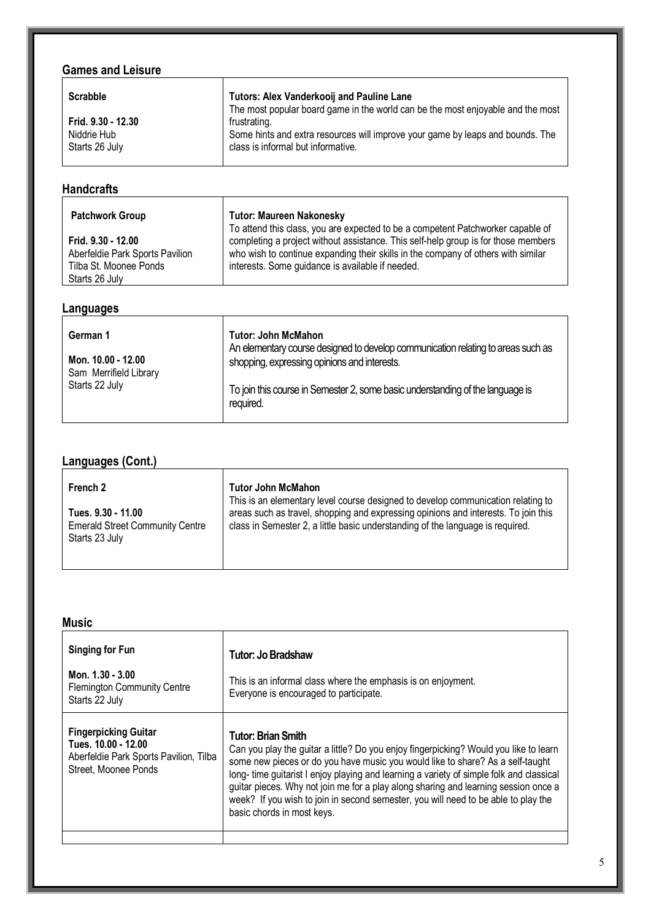## Games and Leisure

| **Scrabble**<br><br>**Frid. 9.30 - 12.30**<br>Niddrie Hub<br>Starts 26 July | **Tutors: Alex Vanderkooij and Pauline Lane**<br>The most popular board game in the world can be the most enjoyable and the most frustrating.<br>Some hints and extra resources will improve your game by leaps and bounds. The class is informal but informative. |
|---|---|

## Handcrafts

| **Patchwork Group**<br><br>**Frid. 9.30 - 12.00**<br>Aberfeldie Park Sports Pavilion<br>Tilba St. Moonee Ponds<br>Starts 26 July | **Tutor: Maureen Nakonesky**<br>To attend this class, you are expected to be a competent Patchworker capable of completing a project without assistance. This self-help group is for those members who wish to continue expanding their skills in the company of others with similar interests. Some guidance is available if needed. |
|---|---|

## Languages

| **German 1**<br><br>**Mon. 10.00 - 12.00**<br>Sam Merrifield Library<br>Starts 22 July | **Tutor: John McMahon**<br>An elementary course designed to develop communication relating to areas such as shopping, expressing opinions and interests.<br><br>To join this course in Semester 2, some basic understanding of the language is required. |
|---|---|

## Languages (Cont.)

| **French 2**<br><br>**Tues. 9.30 - 11.00**<br>Emerald Street Community Centre<br>Starts 23 July | **Tutor John McMahon**<br>This is an elementary level course designed to develop communication relating to areas such as travel, shopping and expressing opinions and interests. To join this class in Semester 2, a little basic understanding of the language is required. |
|---|---|

## Music

| **Singing for Fun**<br><br>**Mon. 1.30 - 3.00**<br>Flemington Community Centre<br>Starts 22 July | **Tutor: Jo Bradshaw**<br><br>This is an informal class where the emphasis is on enjoyment.<br>Everyone is encouraged to participate. |
|---|---|
| **Fingerpicking Guitar**<br>**Tues. 10.00 - 12.00**<br>Aberfeldie Park Sports Pavilion, Tilba Street, Moonee Ponds | **Tutor: Brian Smith**<br>Can you play the guitar a little? Do you enjoy fingerpicking? Would you like to learn some new pieces or do you have music you would like to share? As a self-taught long- time guitarist I enjoy playing and learning a variety of simple folk and classical guitar pieces. Why not join me for a play along sharing and learning session once a week? If you wish to join in second semester, you will need to be able to play the basic chords in most keys. |
| | |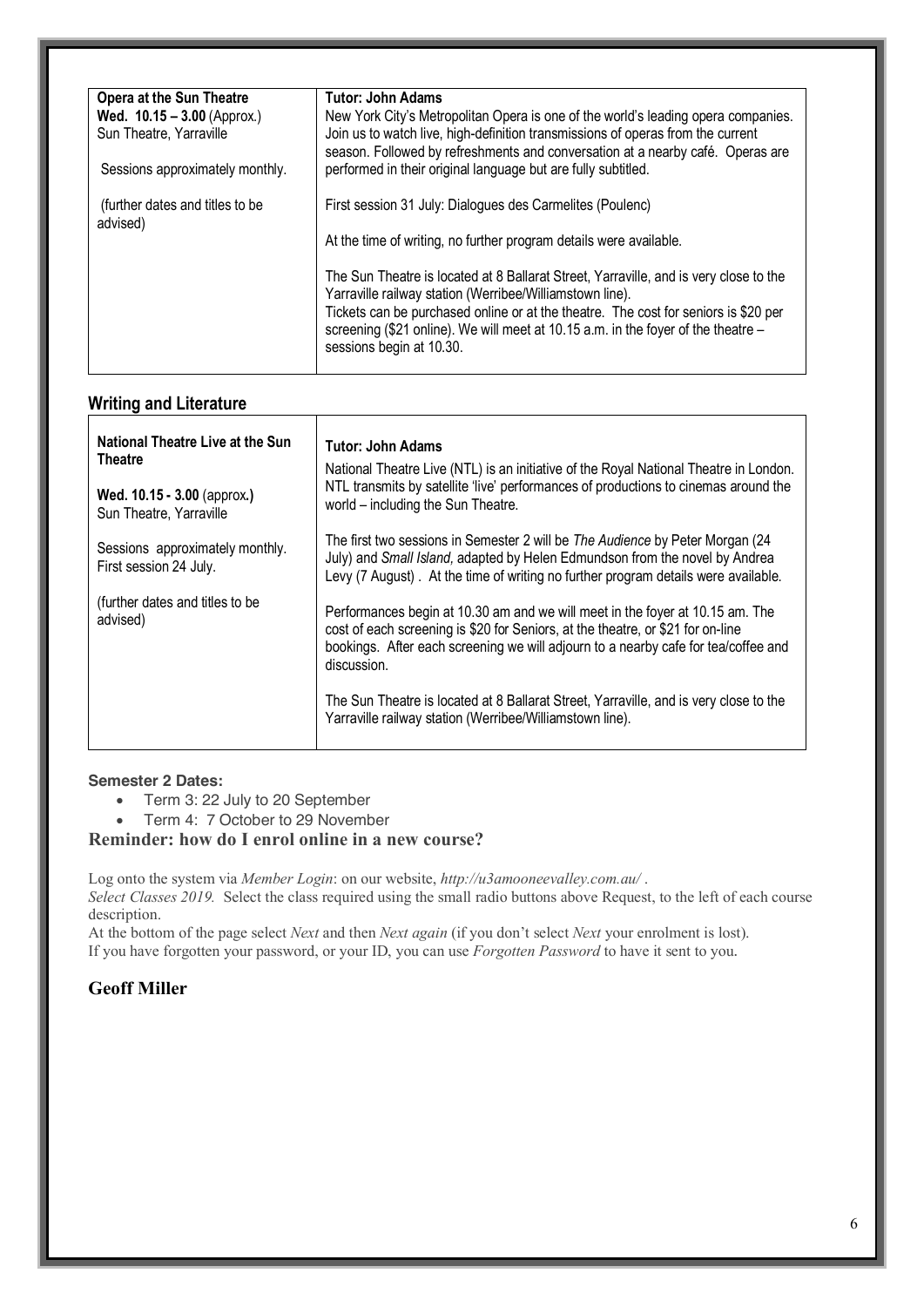| **Opera at the Sun Theatre**<br>**Wed. 10.15 – 3.00** (Approx.)<br>Sun Theatre, Yarraville<br><br>Sessions approximately monthly.<br><br>(further dates and titles to be advised) | **Tutor: John Adams**<br>New York City's Metropolitan Opera is one of the world's leading opera companies. Join us to watch live, high-definition transmissions of operas from the current season. Followed by refreshments and conversation at a nearby café. Operas are performed in their original language but are fully subtitled.<br><br>First session 31 July: Dialogues des Carmelites (Poulenc)<br><br>At the time of writing, no further program details were available.<br><br>The Sun Theatre is located at 8 Ballarat Street, Yarraville, and is very close to the Yarraville railway station (Werribee/Williamstown line).<br>Tickets can be purchased online or at the theatre. The cost for seniors is $20 per screening ($21 online). We will meet at 10.15 a.m. in the foyer of the theatre – sessions begin at 10.30. |
|---|---|

## Writing and Literature

| **National Theatre Live at the Sun Theatre**<br><br>**Wed. 10.15 - 3.00** (approx**.)**<br>Sun Theatre, Yarraville<br><br>Sessions approximately monthly.<br>First session 24 July.<br><br>(further dates and titles to be advised) | **Tutor: John Adams**<br>National Theatre Live (NTL) is an initiative of the Royal National Theatre in London. NTL transmits by satellite 'live' performances of productions to cinemas around the world – including the Sun Theatre.<br><br>The first two sessions in Semester 2 will be *The Audience* by Peter Morgan (24 July) and *Small Island,* adapted by Helen Edmundson from the novel by Andrea Levy (7 August) . At the time of writing no further program details were available.<br><br>Performances begin at 10.30 am and we will meet in the foyer at 10.15 am. The cost of each screening is $20 for Seniors, at the theatre, or $21 for on-line bookings. After each screening we will adjourn to a nearby cafe for tea/coffee and discussion.<br><br>The Sun Theatre is located at 8 Ballarat Street, Yarraville, and is very close to the Yarraville railway station (Werribee/Williamstown line). |
|---|---|

**Semester 2 Dates:**

- Term 3: 22 July to 20 September
- Term 4: 7 October to 29 November

### Reminder: how do I enrol online in a new course?

Log onto the system via *Member Login*: on our website, *http://u3amooneevalley.com.au/* .
*Select Classes 2019.* Select the class required using the small radio buttons above Request, to the left of each course description.
At the bottom of the page select *Next* and then *Next again* (if you don't select *Next* your enrolment is lost).
If you have forgotten your password, or your ID, you can use *Forgotten Password* to have it sent to you.

**Geoff Miller**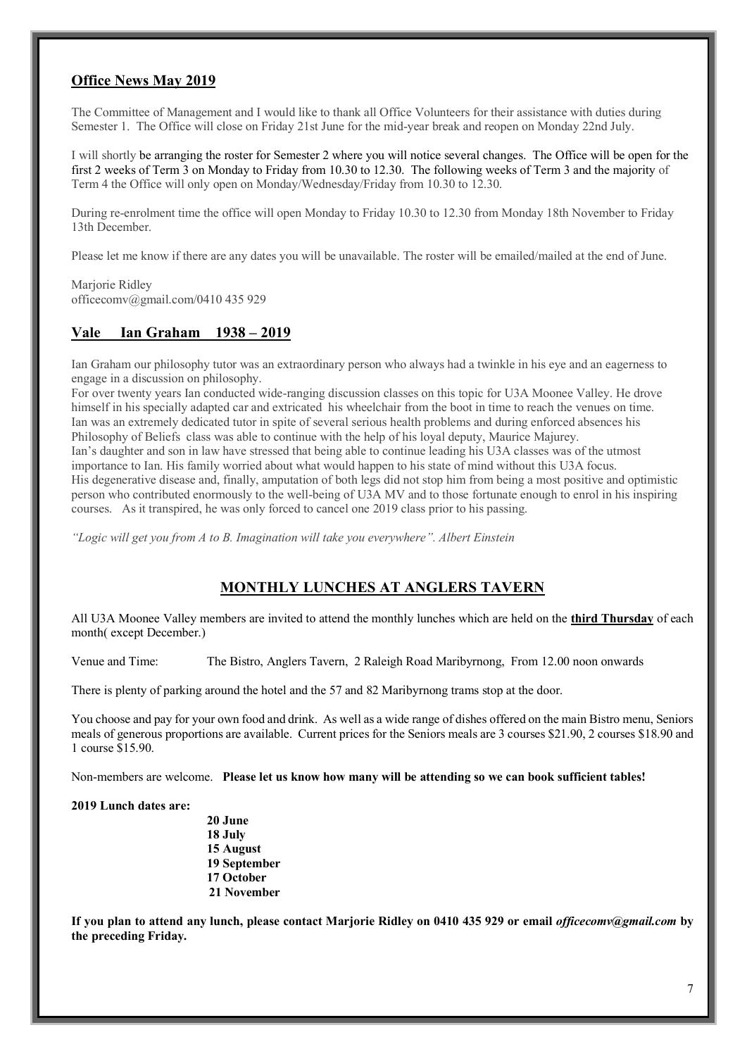## Office News May 2019

The Committee of Management and I would like to thank all Office Volunteers for their assistance with duties during Semester 1. The Office will close on Friday 21st June for the mid-year break and reopen on Monday 22nd July.

I will shortly be arranging the roster for Semester 2 where you will notice several changes. The Office will be open for the first 2 weeks of Term 3 on Monday to Friday from 10.30 to 12.30. The following weeks of Term 3 and the majority of Term 4 the Office will only open on Monday/Wednesday/Friday from 10.30 to 12.30.

During re-enrolment time the office will open Monday to Friday 10.30 to 12.30 from Monday 18th November to Friday 13th December.

Please let me know if there are any dates you will be unavailable. The roster will be emailed/mailed at the end of June.

Marjorie Ridley
officecomv@gmail.com/0410 435 929

## Vale Ian Graham 1938 – 2019

Ian Graham our philosophy tutor was an extraordinary person who always had a twinkle in his eye and an eagerness to engage in a discussion on philosophy.

For over twenty years Ian conducted wide-ranging discussion classes on this topic for U3A Moonee Valley. He drove himself in his specially adapted car and extricated his wheelchair from the boot in time to reach the venues on time. Ian was an extremely dedicated tutor in spite of several serious health problems and during enforced absences his Philosophy of Beliefs class was able to continue with the help of his loyal deputy, Maurice Majurey.

Ian's daughter and son in law have stressed that being able to continue leading his U3A classes was of the utmost importance to Ian. His family worried about what would happen to his state of mind without this U3A focus.

His degenerative disease and, finally, amputation of both legs did not stop him from being a most positive and optimistic person who contributed enormously to the well-being of U3A MV and to those fortunate enough to enrol in his inspiring courses. As it transpired, he was only forced to cancel one 2019 class prior to his passing.

*"Logic will get you from A to B. Imagination will take you everywhere". Albert Einstein*

## MONTHLY LUNCHES AT ANGLERS TAVERN

All U3A Moonee Valley members are invited to attend the monthly lunches which are held on the **third Thursday** of each month( except December.)

Venue and Time: The Bistro, Anglers Tavern, 2 Raleigh Road Maribyrnong, From 12.00 noon onwards

There is plenty of parking around the hotel and the 57 and 82 Maribyrnong trams stop at the door.

You choose and pay for your own food and drink. As well as a wide range of dishes offered on the main Bistro menu, Seniors meals of generous proportions are available. Current prices for the Seniors meals are 3 courses $21.90, 2 courses $18.90 and 1 course $15.90.

Non-members are welcome. **Please let us know how many will be attending so we can book sufficient tables!**

**2019 Lunch dates are:**

**20 June**
**18 July**
**15 August**
**19 September**
**17 October**
**21 November**

**If you plan to attend any lunch, please contact Marjorie Ridley on 0410 435 929 or email *officecomv@gmail.com* by the preceding Friday.**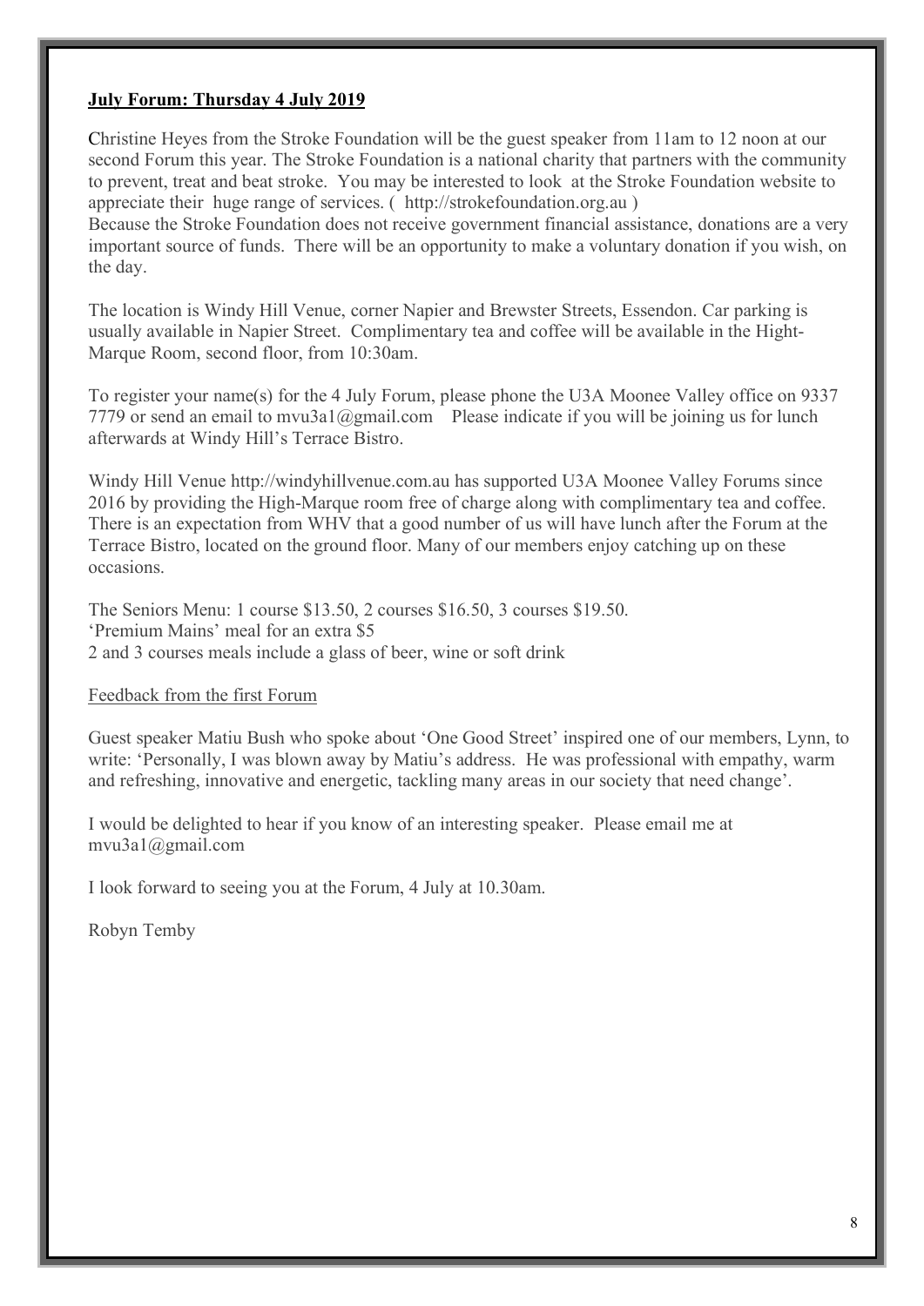## **July Forum: Thursday 4 July 2019**

Christine Heyes from the Stroke Foundation will be the guest speaker from 11am to 12 noon at our second Forum this year. The Stroke Foundation is a national charity that partners with the community to prevent, treat and beat stroke. You may be interested to look at the Stroke Foundation website to appreciate their huge range of services. ( http://strokefoundation.org.au )
Because the Stroke Foundation does not receive government financial assistance, donations are a very important source of funds. There will be an opportunity to make a voluntary donation if you wish, on the day.

The location is Windy Hill Venue, corner Napier and Brewster Streets, Essendon. Car parking is usually available in Napier Street. Complimentary tea and coffee will be available in the Hight-Marque Room, second floor, from 10:30am.

To register your name(s) for the 4 July Forum, please phone the U3A Moonee Valley office on 9337 7779 or send an email to mvu3a1@gmail.com Please indicate if you will be joining us for lunch afterwards at Windy Hill's Terrace Bistro.

Windy Hill Venue http://windyhillvenue.com.au has supported U3A Moonee Valley Forums since 2016 by providing the High-Marque room free of charge along with complimentary tea and coffee. There is an expectation from WHV that a good number of us will have lunch after the Forum at the Terrace Bistro, located on the ground floor. Many of our members enjoy catching up on these occasions.

The Seniors Menu: 1 course $13.50, 2 courses $16.50, 3 courses $19.50.
'Premium Mains' meal for an extra $5
2 and 3 courses meals include a glass of beer, wine or soft drink

Feedback from the first Forum

Guest speaker Matiu Bush who spoke about 'One Good Street' inspired one of our members, Lynn, to write: 'Personally, I was blown away by Matiu's address. He was professional with empathy, warm and refreshing, innovative and energetic, tackling many areas in our society that need change'.

I would be delighted to hear if you know of an interesting speaker. Please email me at mvu3a1@gmail.com

I look forward to seeing you at the Forum, 4 July at 10.30am.

Robyn Temby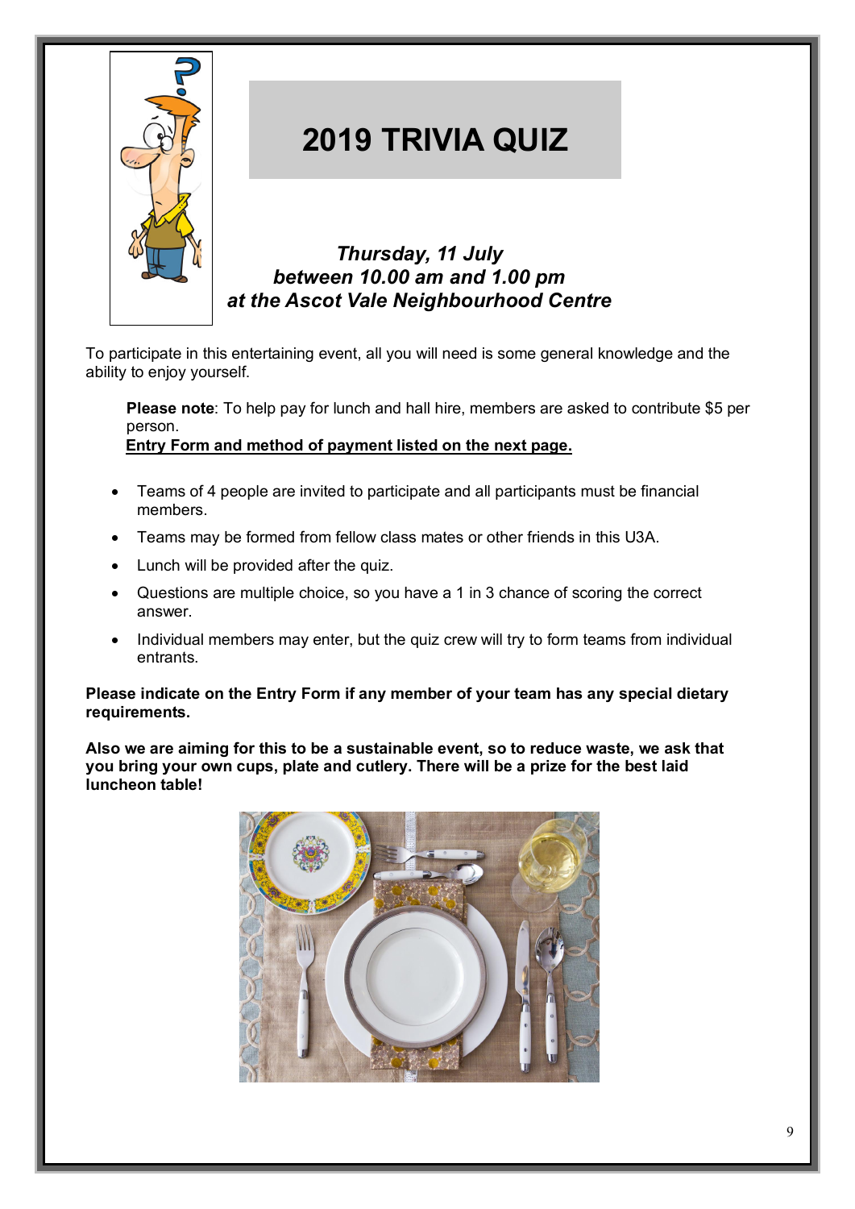# 2019 TRIVIA QUIZ

***Thursday, 11 July***
***between 10.00 am and 1.00 pm***
***at the Ascot Vale Neighbourhood Centre***

To participate in this entertaining event, all you will need is some general knowledge and the ability to enjoy yourself.

**Please note**: To help pay for lunch and hall hire, members are asked to contribute $5 per person.
**Entry Form and method of payment listed on the next page.**

- Teams of 4 people are invited to participate and all participants must be financial members.
- Teams may be formed from fellow class mates or other friends in this U3A.
- Lunch will be provided after the quiz.
- Questions are multiple choice, so you have a 1 in 3 chance of scoring the correct answer.
- Individual members may enter, but the quiz crew will try to form teams from individual entrants.

**Please indicate on the Entry Form if any member of your team has any special dietary requirements.**

**Also we are aiming for this to be a sustainable event, so to reduce waste, we ask that you bring your own cups, plate and cutlery. There will be a prize for the best laid luncheon table!**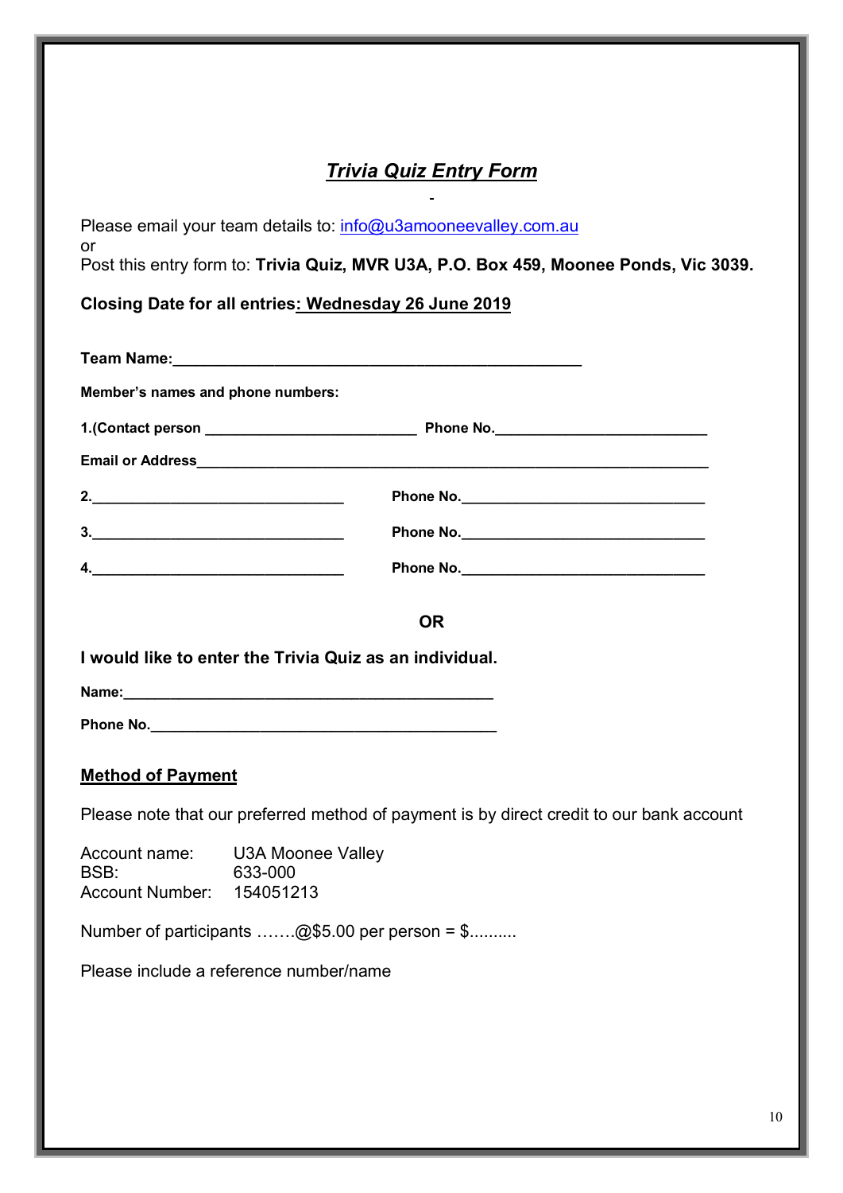# ***Trivia Quiz Entry Form***

Please email your team details to: info@u3amooneevalley.com.au
or
Post this entry form to: **Trivia Quiz, MVR U3A, P.O. Box 459, Moonee Ponds, Vic 3039.**

**Closing Date for all entries: Wednesday 26 June 2019**

**Team Name:**______________________________________________

**Member's names and phone numbers:**

**1.(Contact person** ________________________ **Phone No.**________________________

**Email or Address**____________________________________________________________

**2.**_____________________________ **Phone No.**____________________________

**3.**_____________________________ **Phone No.**____________________________

**4.**_____________________________ **Phone No.**____________________________

**OR**

**I would like to enter the Trivia Quiz as an individual.**

**Name:**___________________________________________

**Phone No.**________________________________________

**Method of Payment**

Please note that our preferred method of payment is by direct credit to our bank account

Account name: U3A Moonee Valley
BSB: 633-000
Account Number: 154051213

Number of participants …….@$5.00 per person = $..........

Please include a reference number/name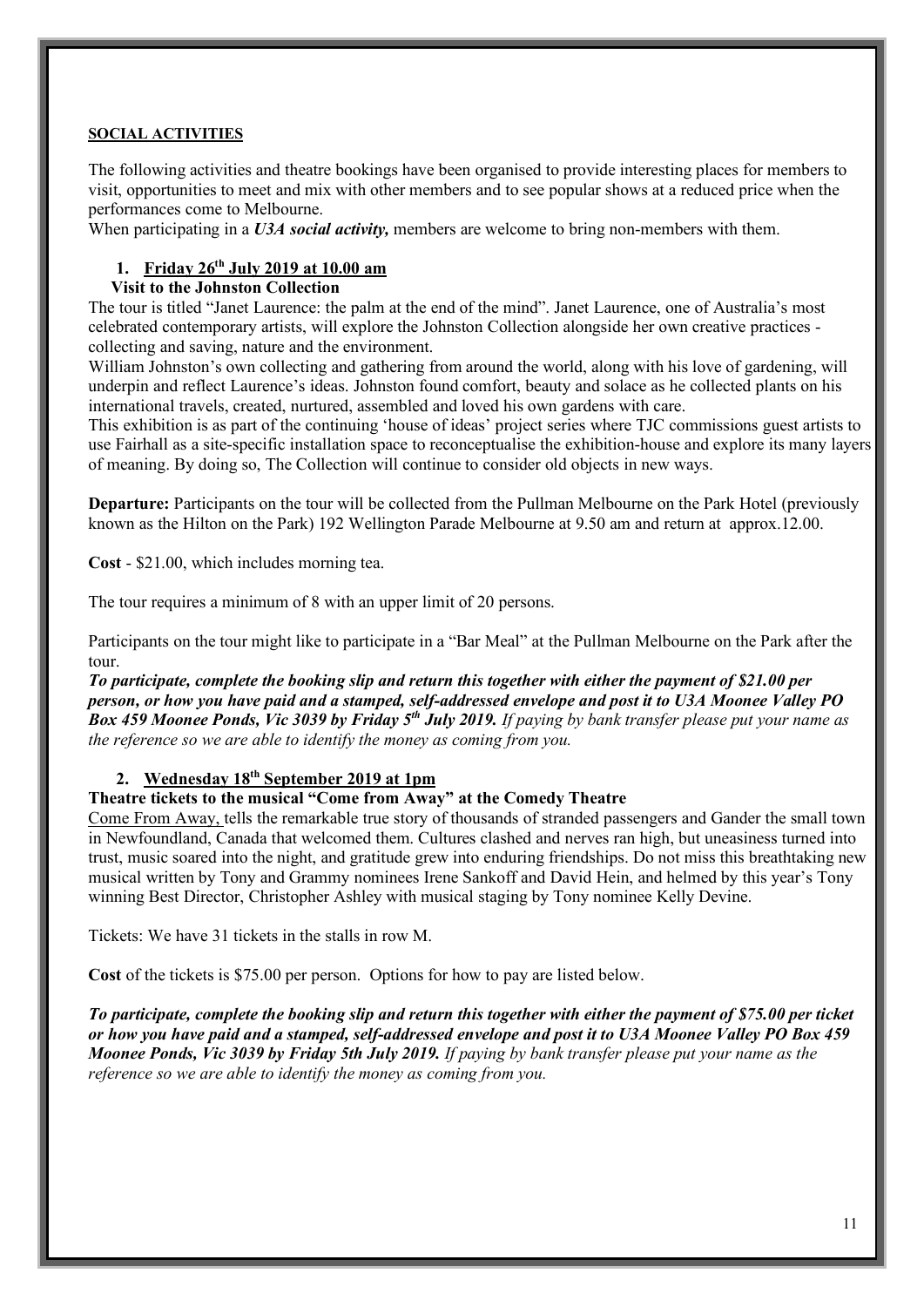## SOCIAL ACTIVITIES

The following activities and theatre bookings have been organised to provide interesting places for members to visit, opportunities to meet and mix with other members and to see popular shows at a reduced price when the performances come to Melbourne.

When participating in a ***U3A social activity,*** members are welcome to bring non-members with them.

### 1. Friday 26th July 2019 at 10.00 am

**Visit to the Johnston Collection**

The tour is titled "Janet Laurence: the palm at the end of the mind". Janet Laurence, one of Australia's most celebrated contemporary artists, will explore the Johnston Collection alongside her own creative practices - collecting and saving, nature and the environment.

William Johnston's own collecting and gathering from around the world, along with his love of gardening, will underpin and reflect Laurence's ideas. Johnston found comfort, beauty and solace as he collected plants on his international travels, created, nurtured, assembled and loved his own gardens with care.

This exhibition is as part of the continuing 'house of ideas' project series where TJC commissions guest artists to use Fairhall as a site-specific installation space to reconceptualise the exhibition-house and explore its many layers of meaning. By doing so, The Collection will continue to consider old objects in new ways.

**Departure:** Participants on the tour will be collected from the Pullman Melbourne on the Park Hotel (previously known as the Hilton on the Park) 192 Wellington Parade Melbourne at 9.50 am and return at approx.12.00.

**Cost** - $21.00, which includes morning tea.

The tour requires a minimum of 8 with an upper limit of 20 persons.

Participants on the tour might like to participate in a "Bar Meal" at the Pullman Melbourne on the Park after the tour.

***To participate, complete the booking slip and return this together with either the payment of $21.00 per person, or how you have paid and a stamped, self-addressed envelope and post it to U3A Moonee Valley PO Box 459 Moonee Ponds, Vic 3039 by Friday 5th July 2019.*** *If paying by bank transfer please put your name as the reference so we are able to identify the money as coming from you.*

### 2. Wednesday 18th September 2019 at 1pm

**Theatre tickets to the musical "Come from Away" at the Comedy Theatre**

Come From Away, tells the remarkable true story of thousands of stranded passengers and Gander the small town in Newfoundland, Canada that welcomed them. Cultures clashed and nerves ran high, but uneasiness turned into trust, music soared into the night, and gratitude grew into enduring friendships. Do not miss this breathtaking new musical written by Tony and Grammy nominees Irene Sankoff and David Hein, and helmed by this year's Tony winning Best Director, Christopher Ashley with musical staging by Tony nominee Kelly Devine.

Tickets: We have 31 tickets in the stalls in row M.

**Cost** of the tickets is $75.00 per person. Options for how to pay are listed below.

***To participate, complete the booking slip and return this together with either the payment of $75.00 per ticket or how you have paid and a stamped, self-addressed envelope and post it to U3A Moonee Valley PO Box 459 Moonee Ponds, Vic 3039 by Friday 5th July 2019.*** *If paying by bank transfer please put your name as the reference so we are able to identify the money as coming from you.*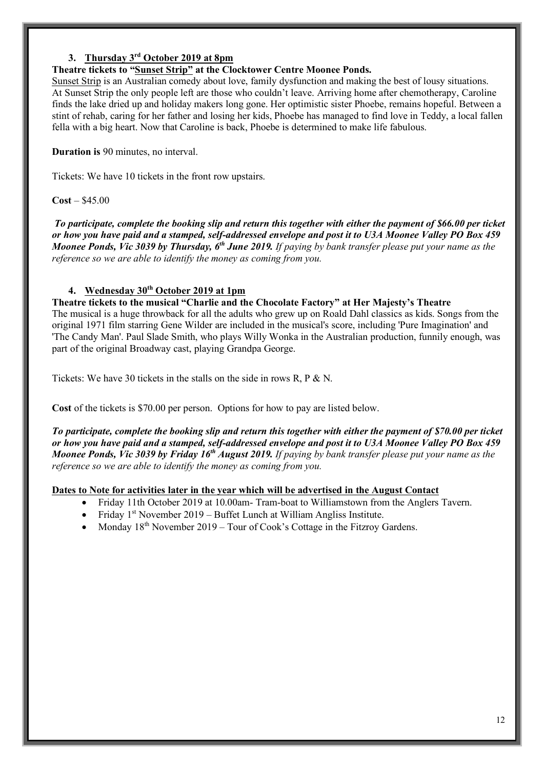3. **Thursday 3rd October 2019 at 8pm**

**Theatre tickets to "Sunset Strip" at the Clocktower Centre Moonee Ponds.**

Sunset Strip is an Australian comedy about love, family dysfunction and making the best of lousy situations. At Sunset Strip the only people left are those who couldn't leave. Arriving home after chemotherapy, Caroline finds the lake dried up and holiday makers long gone. Her optimistic sister Phoebe, remains hopeful. Between a stint of rehab, caring for her father and losing her kids, Phoebe has managed to find love in Teddy, a local fallen fella with a big heart. Now that Caroline is back, Phoebe is determined to make life fabulous.

**Duration is** 90 minutes, no interval.

Tickets: We have 10 tickets in the front row upstairs.

**Cost** – $45.00

***To participate, complete the booking slip and return this together with either the payment of $66.00 per ticket or how you have paid and a stamped, self-addressed envelope and post it to U3A Moonee Valley PO Box 459 Moonee Ponds, Vic 3039 by Thursday, 6th June 2019.*** *If paying by bank transfer please put your name as the reference so we are able to identify the money as coming from you.*

4. **Wednesday 30th October 2019 at 1pm**

**Theatre tickets to the musical "Charlie and the Chocolate Factory" at Her Majesty's Theatre**

The musical is a huge throwback for all the adults who grew up on Roald Dahl classics as kids. Songs from the original 1971 film starring Gene Wilder are included in the musical's score, including 'Pure Imagination' and 'The Candy Man'. Paul Slade Smith, who plays Willy Wonka in the Australian production, funnily enough, was part of the original Broadway cast, playing Grandpa George.

Tickets: We have 30 tickets in the stalls on the side in rows R, P & N.

**Cost** of the tickets is $70.00 per person. Options for how to pay are listed below.

***To participate, complete the booking slip and return this together with either the payment of $70.00 per ticket or how you have paid and a stamped, self-addressed envelope and post it to U3A Moonee Valley PO Box 459 Moonee Ponds, Vic 3039 by Friday 16th August 2019.*** *If paying by bank transfer please put your name as the reference so we are able to identify the money as coming from you.*

**Dates to Note for activities later in the year which will be advertised in the August Contact**

- Friday 11th October 2019 at 10.00am- Tram-boat to Williamstown from the Anglers Tavern.
- Friday 1st November 2019 – Buffet Lunch at William Angliss Institute.
- Monday 18th November 2019 – Tour of Cook's Cottage in the Fitzroy Gardens.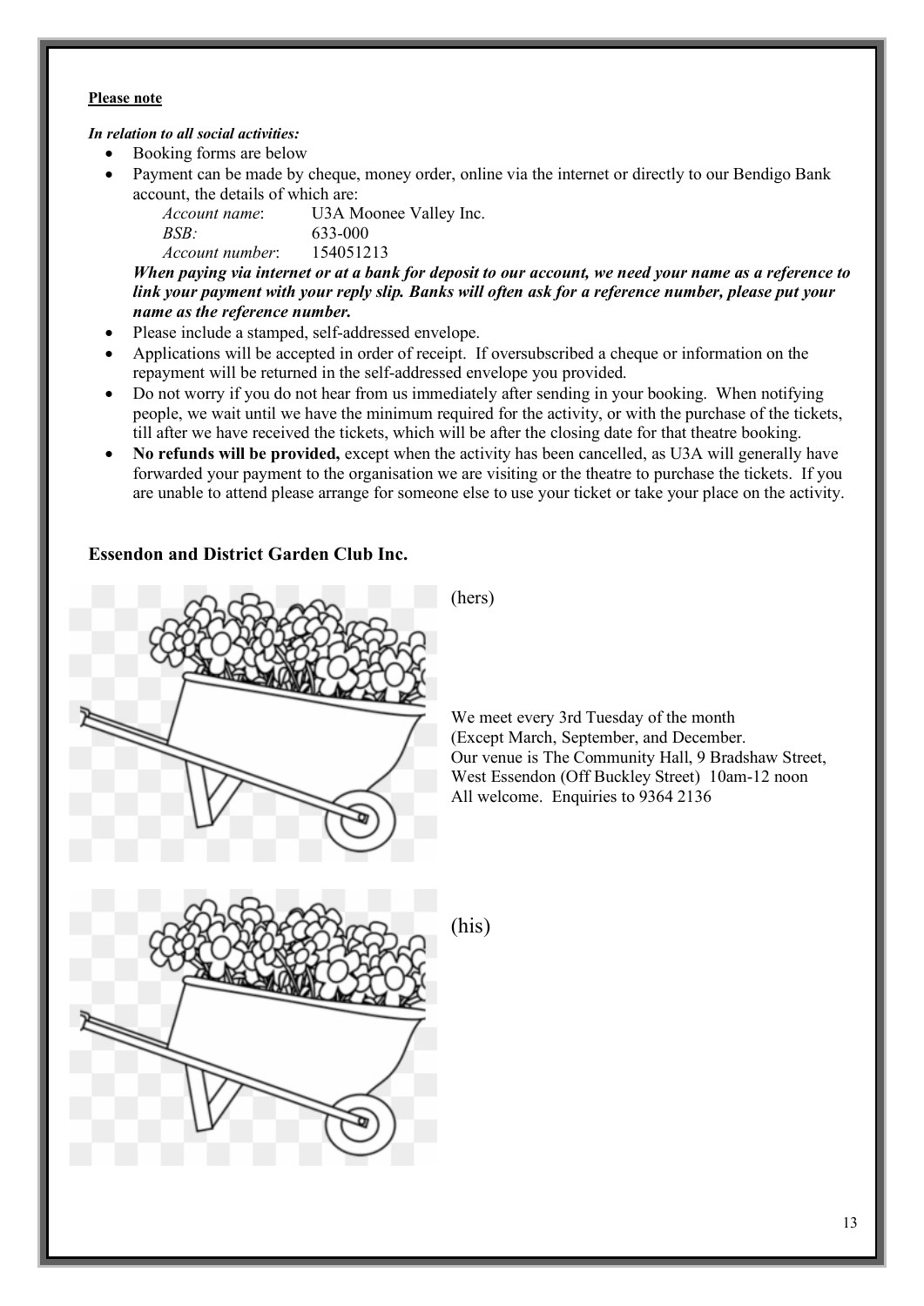**Please note**

***In relation to all social activities:***

- Booking forms are below
- Payment can be made by cheque, money order, online via the internet or directly to our Bendigo Bank account, the details of which are:

  *Account name*: U3A Moonee Valley Inc.
  *BSB:* 633-000
  *Account number*: 154051213

  ***When paying via internet or at a bank for deposit to our account, we need your name as a reference to link your payment with your reply slip. Banks will often ask for a reference number, please put your name as the reference number.***
- Please include a stamped, self-addressed envelope.
- Applications will be accepted in order of receipt. If oversubscribed a cheque or information on the repayment will be returned in the self-addressed envelope you provided.
- Do not worry if you do not hear from us immediately after sending in your booking. When notifying people, we wait until we have the minimum required for the activity, or with the purchase of the tickets, till after we have received the tickets, which will be after the closing date for that theatre booking.
- **No refunds will be provided,** except when the activity has been cancelled, as U3A will generally have forwarded your payment to the organisation we are visiting or the theatre to purchase the tickets. If you are unable to attend please arrange for someone else to use your ticket or take your place on the activity.

### Essendon and District Garden Club Inc.

(hers)

We meet every 3rd Tuesday of the month
(Except March, September, and December.
Our venue is The Community Hall, 9 Bradshaw Street, West Essendon (Off Buckley Street) 10am-12 noon
All welcome. Enquiries to 9364 2136

(his)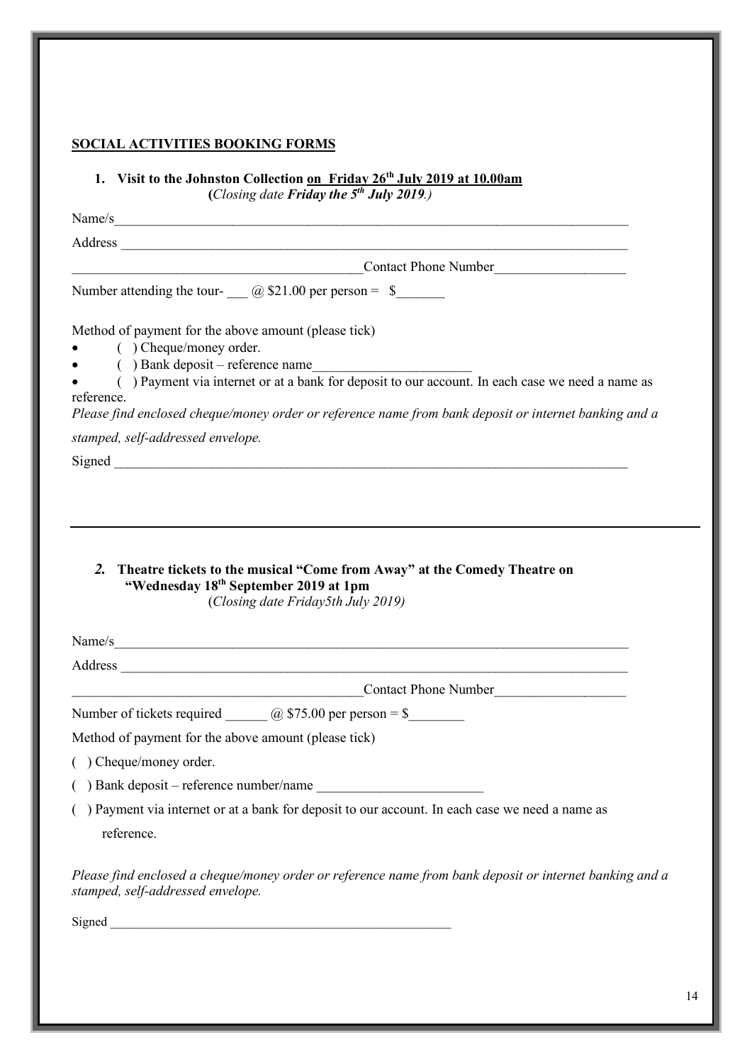## SOCIAL ACTIVITIES BOOKING FORMS

### 1. Visit to the Johnston Collection on Friday 26th July 2019 at 10.00am

(*Closing date **Friday the 5th July 2019**.*)

Name/s\_\_\_\_\_\_\_\_\_\_\_\_\_\_\_\_\_\_\_\_\_\_\_\_\_\_\_\_\_\_\_\_\_\_\_\_\_\_\_\_\_\_\_\_\_\_\_\_\_\_\_\_\_\_\_\_\_\_\_\_\_\_\_\_\_\_\_\_\_\_\_\_\_\_\_\_\_

Address \_\_\_\_\_\_\_\_\_\_\_\_\_\_\_\_\_\_\_\_\_\_\_\_\_\_\_\_\_\_\_\_\_\_\_\_\_\_\_\_\_\_\_\_\_\_\_\_\_\_\_\_\_\_\_\_\_\_\_\_\_\_\_\_\_\_\_\_\_\_\_\_\_\_\_

\_\_\_\_\_\_\_\_\_\_\_\_\_\_\_\_\_\_\_\_\_\_\_\_\_\_\_\_\_\_\_\_\_\_\_\_\_\_\_\_\_\_Contact Phone Number\_\_\_\_\_\_\_\_\_\_\_\_\_\_\_\_\_\_\_

Number attending the tour- \_\_\_ @ $21.00 per person = $\_\_\_\_\_\_\_

Method of payment for the above amount (please tick)

- ( ) Cheque/money order.
- ( ) Bank deposit – reference name\_\_\_\_\_\_\_\_\_\_\_\_\_\_\_\_\_\_\_\_\_\_\_
- ( ) Payment via internet or at a bank for deposit to our account. In each case we need a name as reference.

*Please find enclosed cheque/money order or reference name from bank deposit or internet banking and a stamped, self-addressed envelope.*

Signed \_\_\_\_\_\_\_\_\_\_\_\_\_\_\_\_\_\_\_\_\_\_\_\_\_\_\_\_\_\_\_\_\_\_\_\_\_\_\_\_\_\_\_\_\_\_\_\_\_\_\_\_\_\_\_\_\_\_\_\_\_\_\_\_\_\_\_\_\_\_\_\_\_\_\_

---

### *2.* Theatre tickets to the musical "Come from Away" at the Comedy Theatre on "Wednesday 18th September 2019 at 1pm

(*Closing date Friday5th July 2019)*

Name/s\_\_\_\_\_\_\_\_\_\_\_\_\_\_\_\_\_\_\_\_\_\_\_\_\_\_\_\_\_\_\_\_\_\_\_\_\_\_\_\_\_\_\_\_\_\_\_\_\_\_\_\_\_\_\_\_\_\_\_\_\_\_\_\_\_\_\_\_\_\_\_\_\_\_\_\_\_

Address \_\_\_\_\_\_\_\_\_\_\_\_\_\_\_\_\_\_\_\_\_\_\_\_\_\_\_\_\_\_\_\_\_\_\_\_\_\_\_\_\_\_\_\_\_\_\_\_\_\_\_\_\_\_\_\_\_\_\_\_\_\_\_\_\_\_\_\_\_\_\_\_\_\_\_

\_\_\_\_\_\_\_\_\_\_\_\_\_\_\_\_\_\_\_\_\_\_\_\_\_\_\_\_\_\_\_\_\_\_\_\_\_\_\_\_\_\_Contact Phone Number\_\_\_\_\_\_\_\_\_\_\_\_\_\_\_\_\_\_\_

Number of tickets required \_\_\_\_\_\_ @ $75.00 per person = $\_\_\_\_\_\_\_\_

Method of payment for the above amount (please tick)

( ) Cheque/money order.

( ) Bank deposit – reference number/name \_\_\_\_\_\_\_\_\_\_\_\_\_\_\_\_\_\_\_\_\_\_\_\_

( ) Payment via internet or at a bank for deposit to our account. In each case we need a name as reference.

*Please find enclosed a cheque/money order or reference name from bank deposit or internet banking and a stamped, self-addressed envelope.*

Signed \_\_\_\_\_\_\_\_\_\_\_\_\_\_\_\_\_\_\_\_\_\_\_\_\_\_\_\_\_\_\_\_\_\_\_\_\_\_\_\_\_\_\_\_\_\_\_\_\_\_\_\_\_\_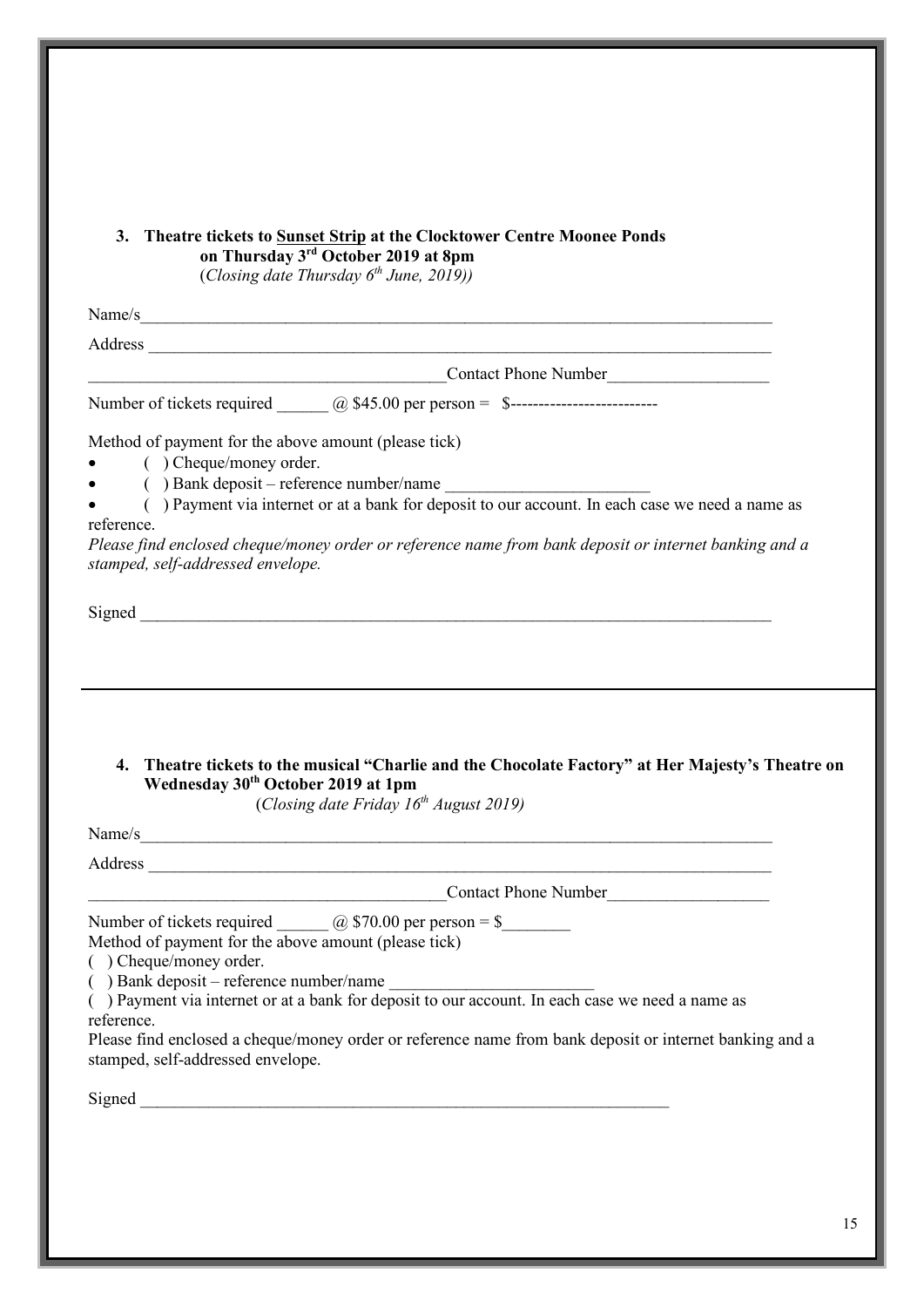### 3. Theatre tickets to <u>Sunset Strip</u> at the Clocktower Centre Moonee Ponds on Thursday 3rd October 2019 at 8pm

(*Closing date Thursday 6th June, 2019)*)

Name/s\_\_\_\_\_\_\_\_\_\_\_\_\_\_\_\_\_\_\_\_\_\_\_\_\_\_\_\_\_\_\_\_\_\_\_\_\_\_\_\_\_\_\_\_\_\_\_\_\_\_\_\_\_\_\_\_\_\_\_\_\_\_\_\_\_\_\_\_\_\_

Address \_\_\_\_\_\_\_\_\_\_\_\_\_\_\_\_\_\_\_\_\_\_\_\_\_\_\_\_\_\_\_\_\_\_\_\_\_\_\_\_\_\_\_\_\_\_\_\_\_\_\_\_\_\_\_\_\_\_\_\_\_\_\_\_\_\_\_\_

\_\_\_\_\_\_\_\_\_\_\_\_\_\_\_\_\_\_\_\_\_\_\_\_\_\_\_\_\_\_\_\_\_\_\_\_\_\_\_\_Contact Phone Number\_\_\_\_\_\_\_\_\_\_\_\_\_\_\_\_\_\_

Number of tickets required \_\_\_\_\_\_ @ $45.00 per person = $--------------------------

Method of payment for the above amount (please tick)

- ( ) Cheque/money order.
- ( ) Bank deposit – reference number/name \_\_\_\_\_\_\_\_\_\_\_\_\_\_\_\_\_\_\_\_\_\_\_\_
- ( ) Payment via internet or at a bank for deposit to our account. In each case we need a name as reference.

*Please find enclosed cheque/money order or reference name from bank deposit or internet banking and a stamped, self-addressed envelope.*

Signed \_\_\_\_\_\_\_\_\_\_\_\_\_\_\_\_\_\_\_\_\_\_\_\_\_\_\_\_\_\_\_\_\_\_\_\_\_\_\_\_\_\_\_\_\_\_\_\_\_\_\_\_\_\_\_\_\_\_\_\_\_\_\_\_\_\_\_\_\_\_

---

### 4. Theatre tickets to the musical "Charlie and the Chocolate Factory" at Her Majesty's Theatre on Wednesday 30th October 2019 at 1pm

(*Closing date Friday 16th August 2019)*

Name/s\_\_\_\_\_\_\_\_\_\_\_\_\_\_\_\_\_\_\_\_\_\_\_\_\_\_\_\_\_\_\_\_\_\_\_\_\_\_\_\_\_\_\_\_\_\_\_\_\_\_\_\_\_\_\_\_\_\_\_\_\_\_\_\_\_\_\_\_\_\_

Address \_\_\_\_\_\_\_\_\_\_\_\_\_\_\_\_\_\_\_\_\_\_\_\_\_\_\_\_\_\_\_\_\_\_\_\_\_\_\_\_\_\_\_\_\_\_\_\_\_\_\_\_\_\_\_\_\_\_\_\_\_\_\_\_\_\_\_\_

\_\_\_\_\_\_\_\_\_\_\_\_\_\_\_\_\_\_\_\_\_\_\_\_\_\_\_\_\_\_\_\_\_\_\_\_\_\_\_\_Contact Phone Number\_\_\_\_\_\_\_\_\_\_\_\_\_\_\_\_\_\_

Number of tickets required \_\_\_\_\_\_ @ $70.00 per person = $\_\_\_\_\_\_\_\_

Method of payment for the above amount (please tick)

( ) Cheque/money order.

( ) Bank deposit – reference number/name \_\_\_\_\_\_\_\_\_\_\_\_\_\_\_\_\_\_\_\_\_\_\_\_

( ) Payment via internet or at a bank for deposit to our account. In each case we need a name as reference.

Please find enclosed a cheque/money order or reference name from bank deposit or internet banking and a stamped, self-addressed envelope.

Signed \_\_\_\_\_\_\_\_\_\_\_\_\_\_\_\_\_\_\_\_\_\_\_\_\_\_\_\_\_\_\_\_\_\_\_\_\_\_\_\_\_\_\_\_\_\_\_\_\_\_\_\_\_\_\_\_\_\_\_\_\_\_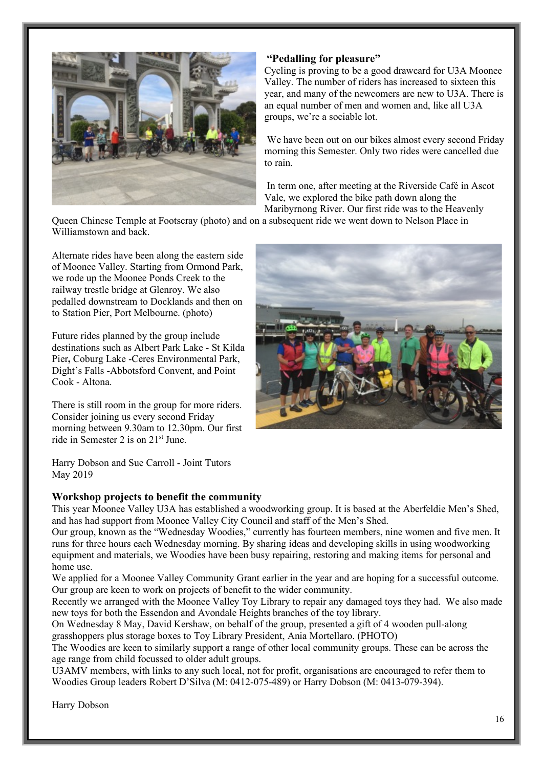## "Pedalling for pleasure"

Cycling is proving to be a good drawcard for U3A Moonee Valley. The number of riders has increased to sixteen this year, and many of the newcomers are new to U3A. There is an equal number of men and women and, like all U3A groups, we're a sociable lot.

We have been out on our bikes almost every second Friday morning this Semester. Only two rides were cancelled due to rain.

In term one, after meeting at the Riverside Café in Ascot Vale, we explored the bike path down along the Maribyrnong River. Our first ride was to the Heavenly Queen Chinese Temple at Footscray (photo) and on a subsequent ride we went down to Nelson Place in Williamstown and back.

Alternate rides have been along the eastern side of Moonee Valley. Starting from Ormond Park, we rode up the Moonee Ponds Creek to the railway trestle bridge at Glenroy. We also pedalled downstream to Docklands and then on to Station Pier, Port Melbourne. (photo)

Future rides planned by the group include destinations such as Albert Park Lake - St Kilda Pier**,** Coburg Lake -Ceres Environmental Park, Dight's Falls -Abbotsford Convent, and Point Cook - Altona.

There is still room in the group for more riders. Consider joining us every second Friday morning between 9.30am to 12.30pm. Our first ride in Semester 2 is on 21st June.

Harry Dobson and Sue Carroll - Joint Tutors
May 2019

## Workshop projects to benefit the community

This year Moonee Valley U3A has established a woodworking group. It is based at the Aberfeldie Men's Shed, and has had support from Moonee Valley City Council and staff of the Men's Shed.

Our group, known as the "Wednesday Woodies," currently has fourteen members, nine women and five men. It runs for three hours each Wednesday morning. By sharing ideas and developing skills in using woodworking equipment and materials, we Woodies have been busy repairing, restoring and making items for personal and home use.

We applied for a Moonee Valley Community Grant earlier in the year and are hoping for a successful outcome. Our group are keen to work on projects of benefit to the wider community.

Recently we arranged with the Moonee Valley Toy Library to repair any damaged toys they had. We also made new toys for both the Essendon and Avondale Heights branches of the toy library.

On Wednesday 8 May, David Kershaw, on behalf of the group, presented a gift of 4 wooden pull-along grasshoppers plus storage boxes to Toy Library President, Ania Mortellaro. (PHOTO)

The Woodies are keen to similarly support a range of other local community groups. These can be across the age range from child focussed to older adult groups.

U3AMV members, with links to any such local, not for profit, organisations are encouraged to refer them to Woodies Group leaders Robert D'Silva (M: 0412-075-489) or Harry Dobson (M: 0413-079-394).

Harry Dobson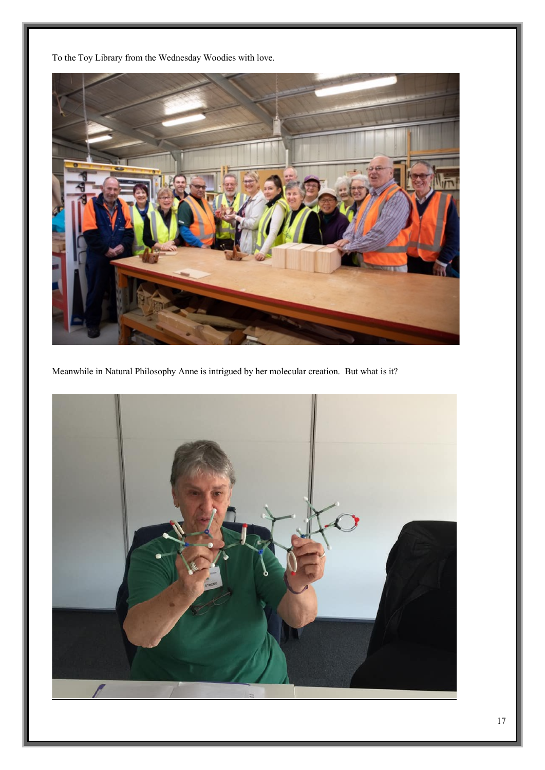To the Toy Library from the Wednesday Woodies with love.

Meanwhile in Natural Philosophy Anne is intrigued by her molecular creation.  But what is it?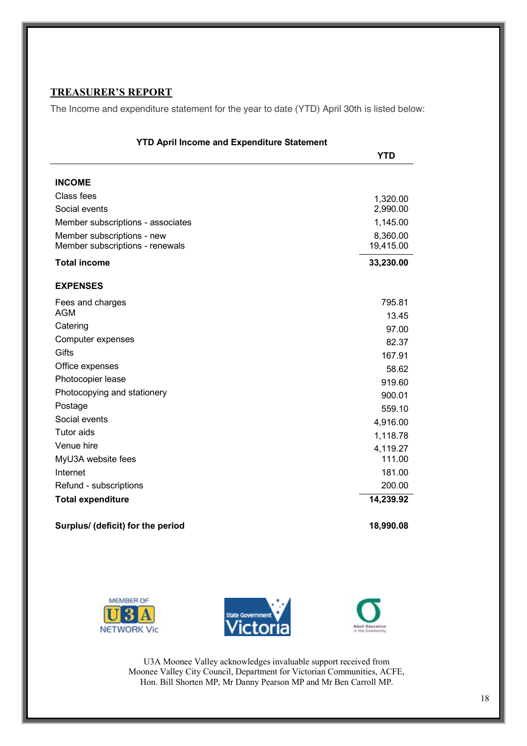## TREASURER'S REPORT

The Income and expenditure statement for the year to date (YTD) April 30th is listed below:

**YTD April Income and Expenditure Statement**

| | YTD |
|---|---|
| **INCOME** | |
| Class fees | 1,320.00 |
| Social events | 2,990.00 |
| Member subscriptions - associates | 1,145.00 |
| Member subscriptions - new | 8,360.00 |
| Member subscriptions - renewals | 19,415.00 |
| **Total income** | **33,230.00** |
| **EXPENSES** | |
| Fees and charges | 795.81 |
| AGM | 13.45 |
| Catering | 97.00 |
| Computer expenses | 82.37 |
| Gifts | 167.91 |
| Office expenses | 58.62 |
| Photocopier lease | 919.60 |
| Photocopying and stationery | 900.01 |
| Postage | 559.10 |
| Social events | 4,916.00 |
| Tutor aids | 1,118.78 |
| Venue hire | 4,119.27 |
| MyU3A website fees | 111.00 |
| Internet | 181.00 |
| Refund - subscriptions | 200.00 |
| **Total expenditure** | **14,239.92** |
| **Surplus/ (deficit) for the period** | **18,990.08** |

U3A Moonee Valley acknowledges invaluable support received from Moonee Valley City Council, Department for Victorian Communities, ACFE, Hon. Bill Shorten MP, Mr Danny Pearson MP and Mr Ben Carroll MP.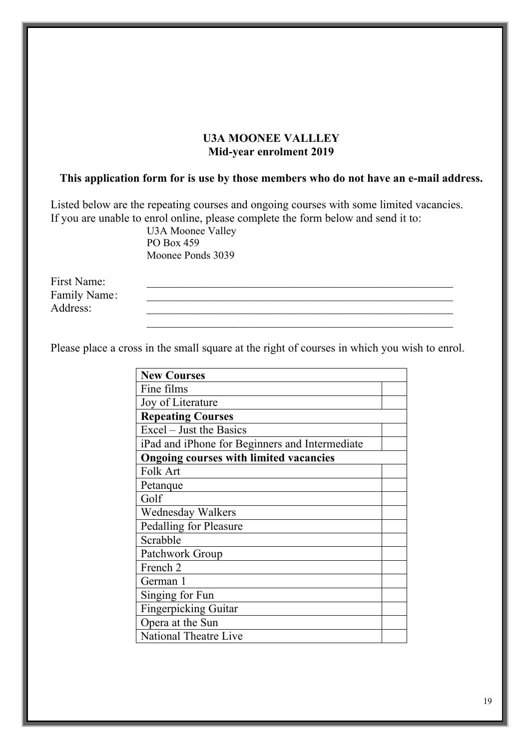**U3A MOONEE VALLLEY**
**Mid-year enrolment 2019**

**This application form for is use by those members who do not have an e-mail address.**

Listed below are the repeating courses and ongoing courses with some limited vacancies.
If you are unable to enrol online, please complete the form below and send it to:

U3A Moonee Valley
PO Box 459
Moonee Ponds 3039

First Name: \_\_\_\_\_\_\_\_\_\_\_\_\_\_\_\_\_\_\_\_\_\_\_\_\_\_\_\_\_\_\_\_\_\_\_\_\_\_\_\_\_\_\_\_\_\_\_\_
Family Name: \_\_\_\_\_\_\_\_\_\_\_\_\_\_\_\_\_\_\_\_\_\_\_\_\_\_\_\_\_\_\_\_\_\_\_\_\_\_\_\_\_\_\_\_\_\_\_\_
Address: \_\_\_\_\_\_\_\_\_\_\_\_\_\_\_\_\_\_\_\_\_\_\_\_\_\_\_\_\_\_\_\_\_\_\_\_\_\_\_\_\_\_\_\_\_\_\_\_
\_\_\_\_\_\_\_\_\_\_\_\_\_\_\_\_\_\_\_\_\_\_\_\_\_\_\_\_\_\_\_\_\_\_\_\_\_\_\_\_\_\_\_\_\_\_\_\_

Please place a cross in the small square at the right of courses in which you wish to enrol.

| | |
|---|---|
| **New Courses** | |
| Fine films | |
| Joy of Literature | |
| **Repeating Courses** | |
| Excel – Just the Basics | |
| iPad and iPhone for Beginners and Intermediate | |
| **Ongoing courses with limited vacancies** | |
| Folk Art | |
| Petanque | |
| Golf | |
| Wednesday Walkers | |
| Pedalling for Pleasure | |
| Scrabble | |
| Patchwork Group | |
| French 2 | |
| German 1 | |
| Singing for Fun | |
| Fingerpicking Guitar | |
| Opera at the Sun | |
| National Theatre Live | |